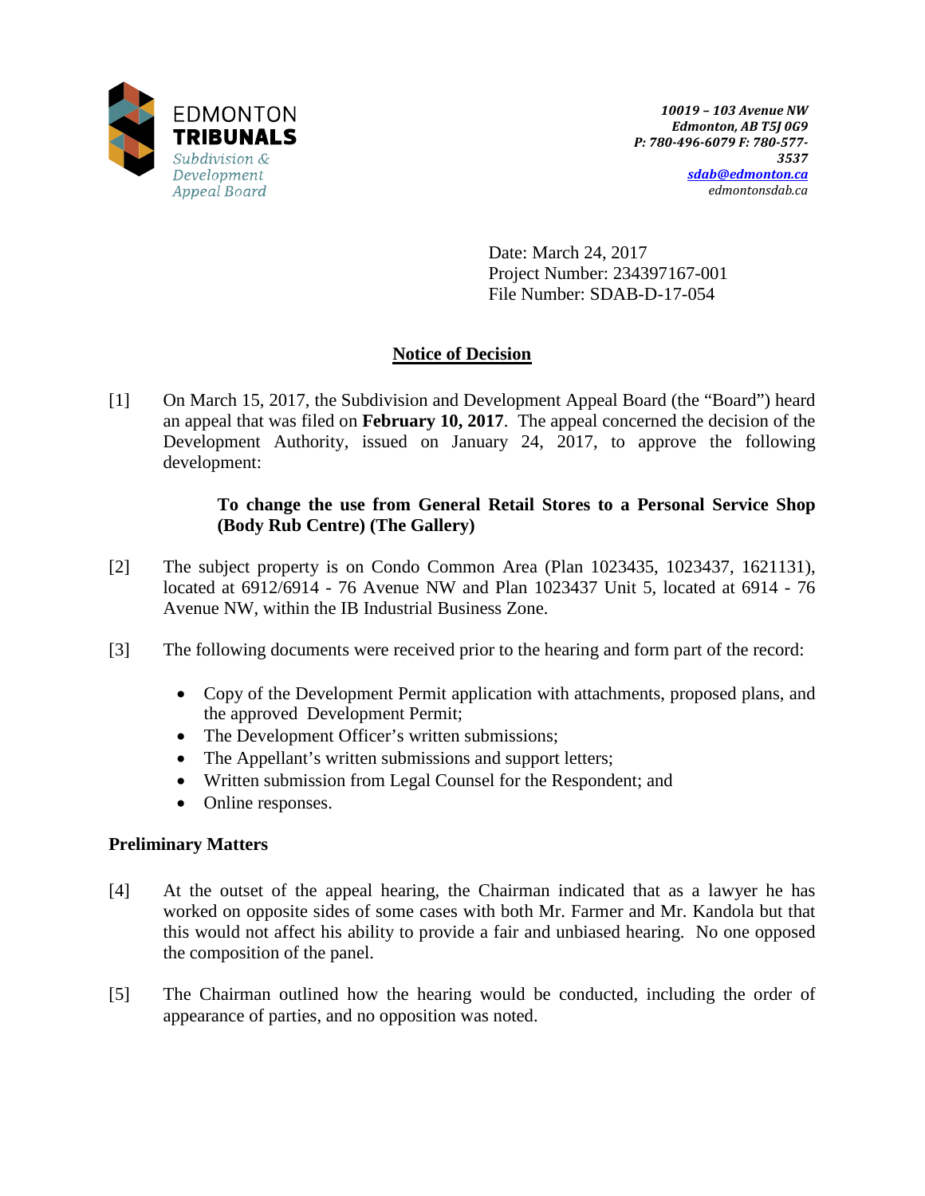EDMONTON
**TRIBUNALS**
*Subdivision & Development Appeal Board*

***10019 – 103 Avenue NW***
***Edmonton, AB T5J 0G9***
***P: 780-496-6079 F: 780-577-3537***
***sdab@edmonton.ca***
*edmontonsdab.ca*

Date: March 24, 2017
Project Number: 234397167-001
File Number: SDAB-D-17-054

## Notice of Decision

[1] On March 15, 2017, the Subdivision and Development Appeal Board (the "Board") heard an appeal that was filed on **February 10, 2017**. The appeal concerned the decision of the Development Authority, issued on January 24, 2017, to approve the following development:

> **To change the use from General Retail Stores to a Personal Service Shop (Body Rub Centre) (The Gallery)**

[2] The subject property is on Condo Common Area (Plan 1023435, 1023437, 1621131), located at 6912/6914 - 76 Avenue NW and Plan 1023437 Unit 5, located at 6914 - 76 Avenue NW, within the IB Industrial Business Zone.

[3] The following documents were received prior to the hearing and form part of the record:

- Copy of the Development Permit application with attachments, proposed plans, and the approved Development Permit;
- The Development Officer's written submissions;
- The Appellant's written submissions and support letters;
- Written submission from Legal Counsel for the Respondent; and
- Online responses.

### Preliminary Matters

[4] At the outset of the appeal hearing, the Chairman indicated that as a lawyer he has worked on opposite sides of some cases with both Mr. Farmer and Mr. Kandola but that this would not affect his ability to provide a fair and unbiased hearing. No one opposed the composition of the panel.

[5] The Chairman outlined how the hearing would be conducted, including the order of appearance of parties, and no opposition was noted.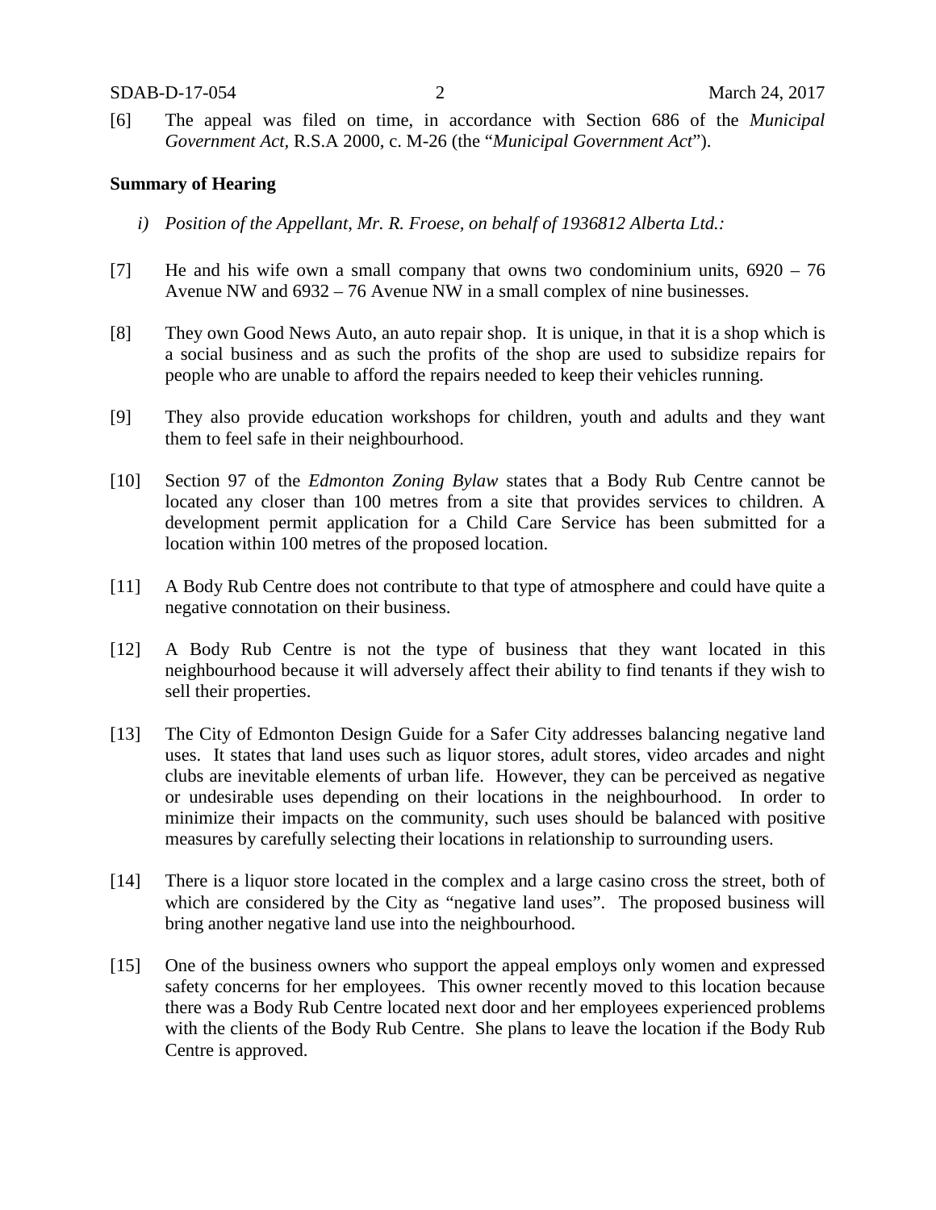[6] The appeal was filed on time, in accordance with Section 686 of the *Municipal Government Act*, R.S.A 2000, c. M-26 (the "*Municipal Government Act*").

**Summary of Hearing**

*i) Position of the Appellant, Mr. R. Froese, on behalf of 1936812 Alberta Ltd.:*

[7] He and his wife own a small company that owns two condominium units, 6920 – 76 Avenue NW and 6932 – 76 Avenue NW in a small complex of nine businesses.

[8] They own Good News Auto, an auto repair shop. It is unique, in that it is a shop which is a social business and as such the profits of the shop are used to subsidize repairs for people who are unable to afford the repairs needed to keep their vehicles running.

[9] They also provide education workshops for children, youth and adults and they want them to feel safe in their neighbourhood.

[10] Section 97 of the *Edmonton Zoning Bylaw* states that a Body Rub Centre cannot be located any closer than 100 metres from a site that provides services to children. A development permit application for a Child Care Service has been submitted for a location within 100 metres of the proposed location.

[11] A Body Rub Centre does not contribute to that type of atmosphere and could have quite a negative connotation on their business.

[12] A Body Rub Centre is not the type of business that they want located in this neighbourhood because it will adversely affect their ability to find tenants if they wish to sell their properties.

[13] The City of Edmonton Design Guide for a Safer City addresses balancing negative land uses. It states that land uses such as liquor stores, adult stores, video arcades and night clubs are inevitable elements of urban life. However, they can be perceived as negative or undesirable uses depending on their locations in the neighbourhood. In order to minimize their impacts on the community, such uses should be balanced with positive measures by carefully selecting their locations in relationship to surrounding users.

[14] There is a liquor store located in the complex and a large casino cross the street, both of which are considered by the City as "negative land uses". The proposed business will bring another negative land use into the neighbourhood.

[15] One of the business owners who support the appeal employs only women and expressed safety concerns for her employees. This owner recently moved to this location because there was a Body Rub Centre located next door and her employees experienced problems with the clients of the Body Rub Centre. She plans to leave the location if the Body Rub Centre is approved.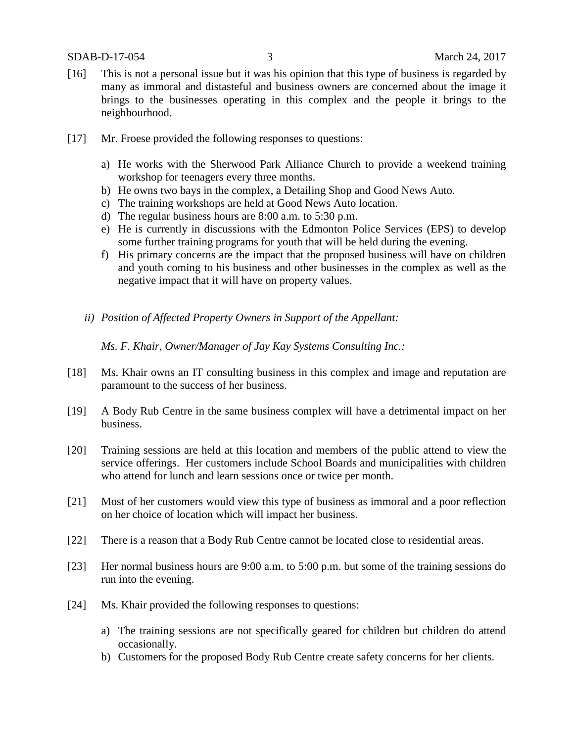[16] This is not a personal issue but it was his opinion that this type of business is regarded by many as immoral and distasteful and business owners are concerned about the image it brings to the businesses operating in this complex and the people it brings to the neighbourhood.

[17] Mr. Froese provided the following responses to questions:

a) He works with the Sherwood Park Alliance Church to provide a weekend training workshop for teenagers every three months.
b) He owns two bays in the complex, a Detailing Shop and Good News Auto.
c) The training workshops are held at Good News Auto location.
d) The regular business hours are 8:00 a.m. to 5:30 p.m.
e) He is currently in discussions with the Edmonton Police Services (EPS) to develop some further training programs for youth that will be held during the evening.
f) His primary concerns are the impact that the proposed business will have on children and youth coming to his business and other businesses in the complex as well as the negative impact that it will have on property values.

*ii) Position of Affected Property Owners in Support of the Appellant:*

*Ms. F. Khair, Owner/Manager of Jay Kay Systems Consulting Inc.:*

[18] Ms. Khair owns an IT consulting business in this complex and image and reputation are paramount to the success of her business.

[19] A Body Rub Centre in the same business complex will have a detrimental impact on her business.

[20] Training sessions are held at this location and members of the public attend to view the service offerings. Her customers include School Boards and municipalities with children who attend for lunch and learn sessions once or twice per month.

[21] Most of her customers would view this type of business as immoral and a poor reflection on her choice of location which will impact her business.

[22] There is a reason that a Body Rub Centre cannot be located close to residential areas.

[23] Her normal business hours are 9:00 a.m. to 5:00 p.m. but some of the training sessions do run into the evening.

[24] Ms. Khair provided the following responses to questions:

a) The training sessions are not specifically geared for children but children do attend occasionally.
b) Customers for the proposed Body Rub Centre create safety concerns for her clients.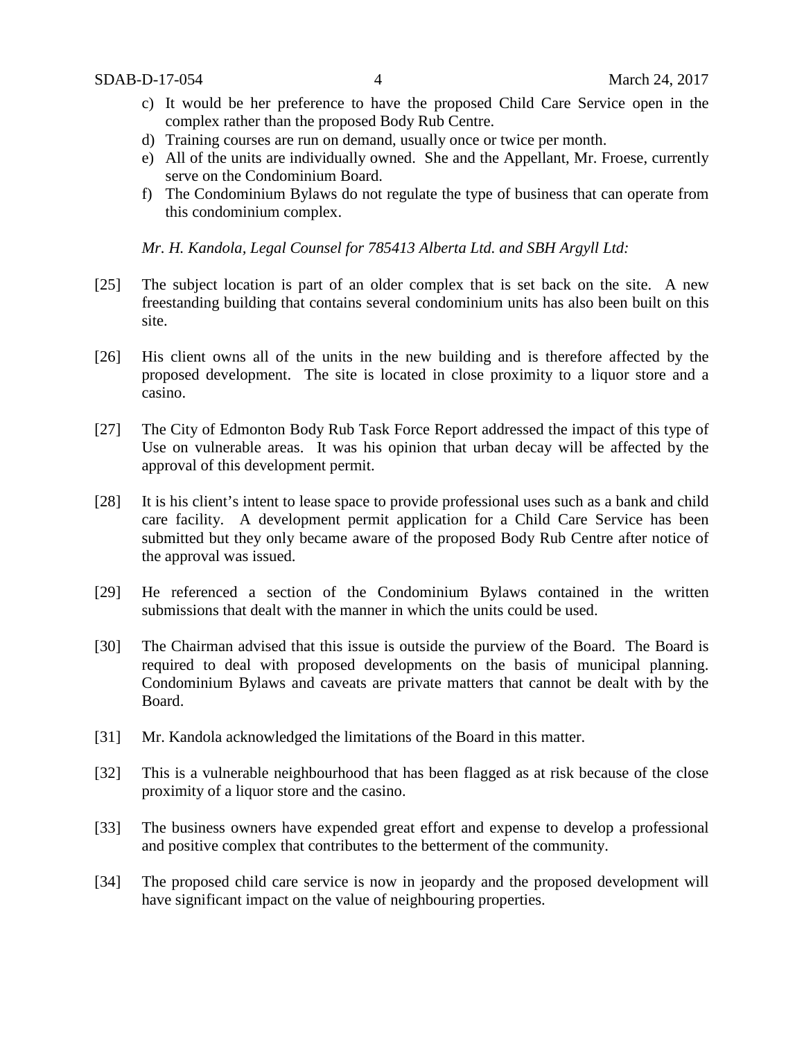c) It would be her preference to have the proposed Child Care Service open in the complex rather than the proposed Body Rub Centre.
d) Training courses are run on demand, usually once or twice per month.
e) All of the units are individually owned. She and the Appellant, Mr. Froese, currently serve on the Condominium Board.
f) The Condominium Bylaws do not regulate the type of business that can operate from this condominium complex.

*Mr. H. Kandola, Legal Counsel for 785413 Alberta Ltd. and SBH Argyll Ltd:*

[25] The subject location is part of an older complex that is set back on the site. A new freestanding building that contains several condominium units has also been built on this site.

[26] His client owns all of the units in the new building and is therefore affected by the proposed development. The site is located in close proximity to a liquor store and a casino.

[27] The City of Edmonton Body Rub Task Force Report addressed the impact of this type of Use on vulnerable areas. It was his opinion that urban decay will be affected by the approval of this development permit.

[28] It is his client's intent to lease space to provide professional uses such as a bank and child care facility. A development permit application for a Child Care Service has been submitted but they only became aware of the proposed Body Rub Centre after notice of the approval was issued.

[29] He referenced a section of the Condominium Bylaws contained in the written submissions that dealt with the manner in which the units could be used.

[30] The Chairman advised that this issue is outside the purview of the Board. The Board is required to deal with proposed developments on the basis of municipal planning. Condominium Bylaws and caveats are private matters that cannot be dealt with by the Board.

[31] Mr. Kandola acknowledged the limitations of the Board in this matter.

[32] This is a vulnerable neighbourhood that has been flagged as at risk because of the close proximity of a liquor store and the casino.

[33] The business owners have expended great effort and expense to develop a professional and positive complex that contributes to the betterment of the community.

[34] The proposed child care service is now in jeopardy and the proposed development will have significant impact on the value of neighbouring properties.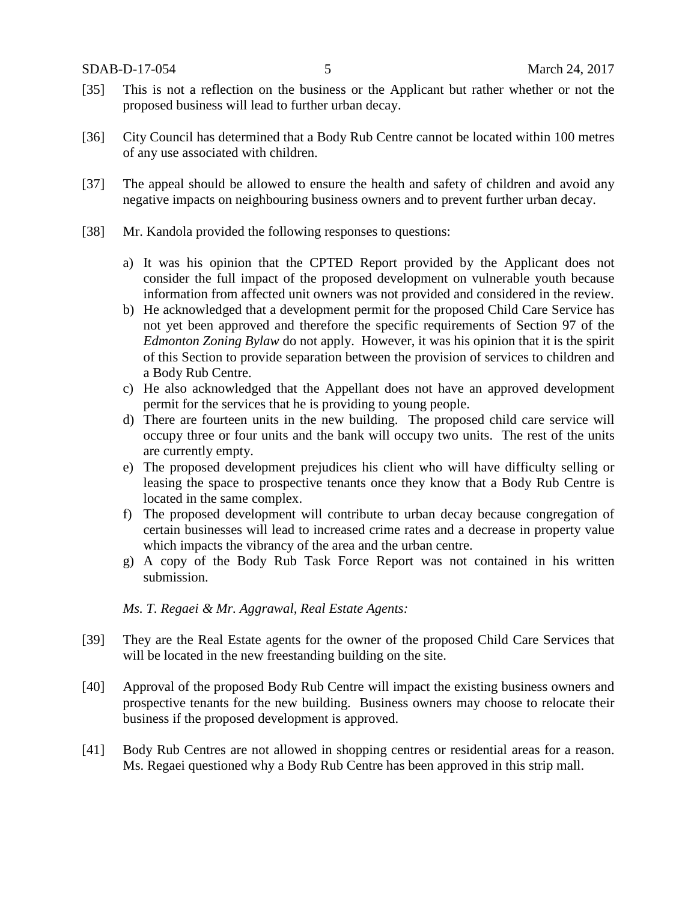[35] This is not a reflection on the business or the Applicant but rather whether or not the proposed business will lead to further urban decay.

[36] City Council has determined that a Body Rub Centre cannot be located within 100 metres of any use associated with children.

[37] The appeal should be allowed to ensure the health and safety of children and avoid any negative impacts on neighbouring business owners and to prevent further urban decay.

[38] Mr. Kandola provided the following responses to questions:

a) It was his opinion that the CPTED Report provided by the Applicant does not consider the full impact of the proposed development on vulnerable youth because information from affected unit owners was not provided and considered in the review.
b) He acknowledged that a development permit for the proposed Child Care Service has not yet been approved and therefore the specific requirements of Section 97 of the *Edmonton Zoning Bylaw* do not apply. However, it was his opinion that it is the spirit of this Section to provide separation between the provision of services to children and a Body Rub Centre.
c) He also acknowledged that the Appellant does not have an approved development permit for the services that he is providing to young people.
d) There are fourteen units in the new building. The proposed child care service will occupy three or four units and the bank will occupy two units. The rest of the units are currently empty.
e) The proposed development prejudices his client who will have difficulty selling or leasing the space to prospective tenants once they know that a Body Rub Centre is located in the same complex.
f) The proposed development will contribute to urban decay because congregation of certain businesses will lead to increased crime rates and a decrease in property value which impacts the vibrancy of the area and the urban centre.
g) A copy of the Body Rub Task Force Report was not contained in his written submission.

*Ms. T. Regaei & Mr. Aggrawal, Real Estate Agents:*

[39] They are the Real Estate agents for the owner of the proposed Child Care Services that will be located in the new freestanding building on the site.

[40] Approval of the proposed Body Rub Centre will impact the existing business owners and prospective tenants for the new building. Business owners may choose to relocate their business if the proposed development is approved.

[41] Body Rub Centres are not allowed in shopping centres or residential areas for a reason. Ms. Regaei questioned why a Body Rub Centre has been approved in this strip mall.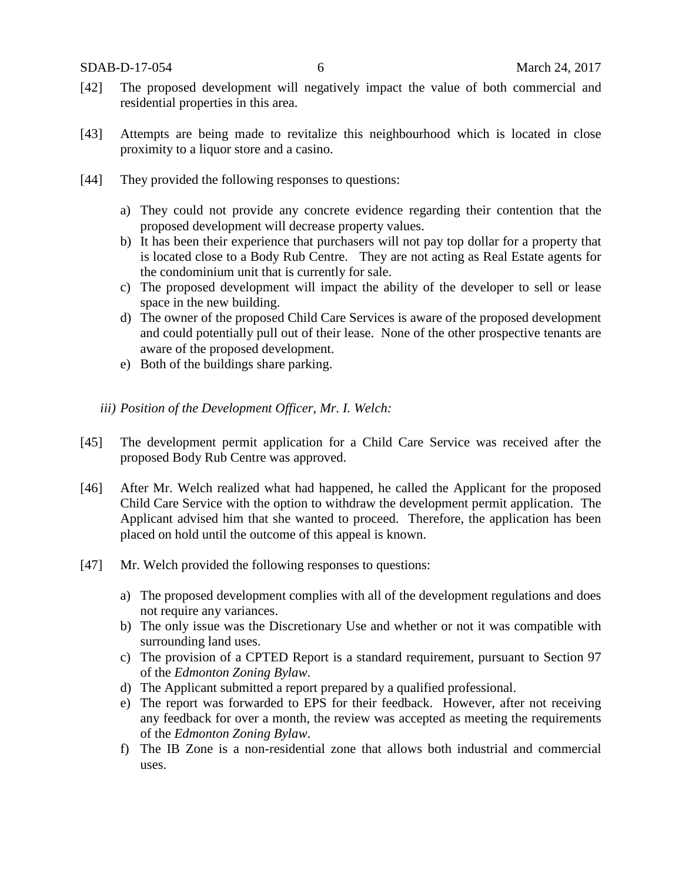[42] The proposed development will negatively impact the value of both commercial and residential properties in this area.

[43] Attempts are being made to revitalize this neighbourhood which is located in close proximity to a liquor store and a casino.

[44] They provided the following responses to questions:

a) They could not provide any concrete evidence regarding their contention that the proposed development will decrease property values.
b) It has been their experience that purchasers will not pay top dollar for a property that is located close to a Body Rub Centre. They are not acting as Real Estate agents for the condominium unit that is currently for sale.
c) The proposed development will impact the ability of the developer to sell or lease space in the new building.
d) The owner of the proposed Child Care Services is aware of the proposed development and could potentially pull out of their lease. None of the other prospective tenants are aware of the proposed development.
e) Both of the buildings share parking.

*iii) Position of the Development Officer, Mr. I. Welch:*

[45] The development permit application for a Child Care Service was received after the proposed Body Rub Centre was approved.

[46] After Mr. Welch realized what had happened, he called the Applicant for the proposed Child Care Service with the option to withdraw the development permit application. The Applicant advised him that she wanted to proceed. Therefore, the application has been placed on hold until the outcome of this appeal is known.

[47] Mr. Welch provided the following responses to questions:

a) The proposed development complies with all of the development regulations and does not require any variances.
b) The only issue was the Discretionary Use and whether or not it was compatible with surrounding land uses.
c) The provision of a CPTED Report is a standard requirement, pursuant to Section 97 of the *Edmonton Zoning Bylaw*.
d) The Applicant submitted a report prepared by a qualified professional.
e) The report was forwarded to EPS for their feedback. However, after not receiving any feedback for over a month, the review was accepted as meeting the requirements of the *Edmonton Zoning Bylaw*.
f) The IB Zone is a non-residential zone that allows both industrial and commercial uses.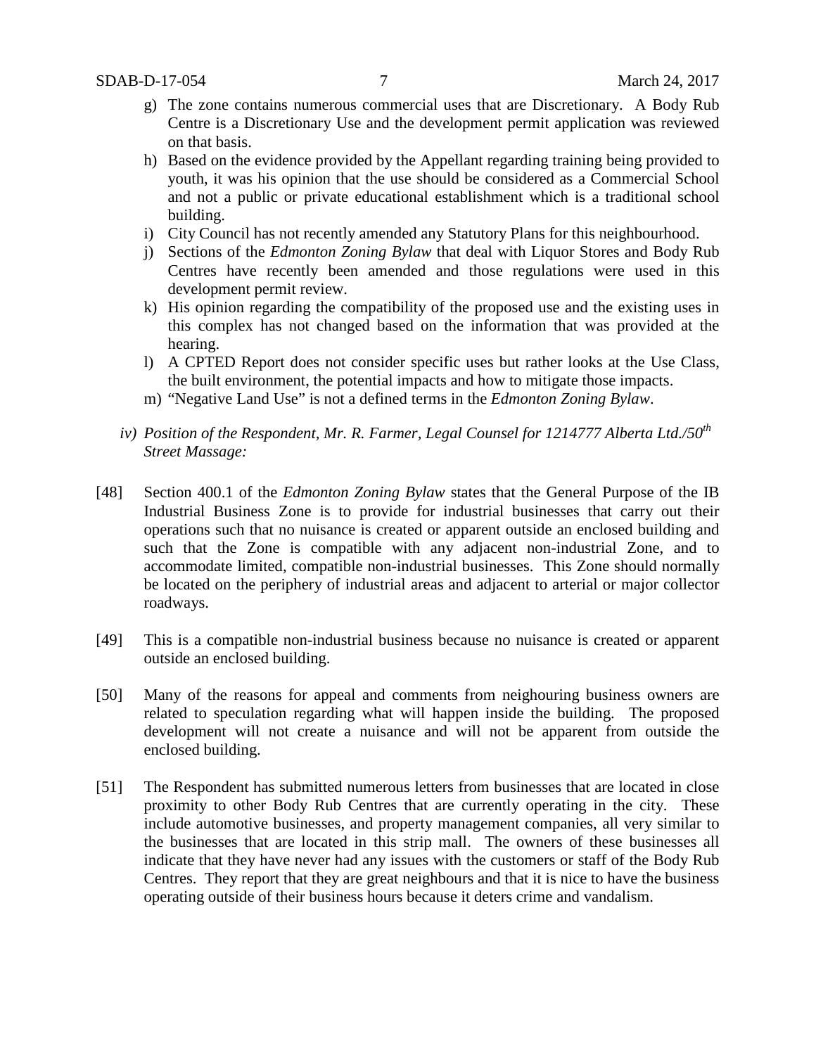g) The zone contains numerous commercial uses that are Discretionary. A Body Rub Centre is a Discretionary Use and the development permit application was reviewed on that basis.
h) Based on the evidence provided by the Appellant regarding training being provided to youth, it was his opinion that the use should be considered as a Commercial School and not a public or private educational establishment which is a traditional school building.
i) City Council has not recently amended any Statutory Plans for this neighbourhood.
j) Sections of the *Edmonton Zoning Bylaw* that deal with Liquor Stores and Body Rub Centres have recently been amended and those regulations were used in this development permit review.
k) His opinion regarding the compatibility of the proposed use and the existing uses in this complex has not changed based on the information that was provided at the hearing.
l) A CPTED Report does not consider specific uses but rather looks at the Use Class, the built environment, the potential impacts and how to mitigate those impacts.
m) "Negative Land Use" is not a defined terms in the *Edmonton Zoning Bylaw*.

*iv) Position of the Respondent, Mr. R. Farmer, Legal Counsel for 1214777 Alberta Ltd./50th Street Massage:*

[48] Section 400.1 of the *Edmonton Zoning Bylaw* states that the General Purpose of the IB Industrial Business Zone is to provide for industrial businesses that carry out their operations such that no nuisance is created or apparent outside an enclosed building and such that the Zone is compatible with any adjacent non-industrial Zone, and to accommodate limited, compatible non-industrial businesses. This Zone should normally be located on the periphery of industrial areas and adjacent to arterial or major collector roadways.

[49] This is a compatible non-industrial business because no nuisance is created or apparent outside an enclosed building.

[50] Many of the reasons for appeal and comments from neighbouring business owners are related to speculation regarding what will happen inside the building. The proposed development will not create a nuisance and will not be apparent from outside the enclosed building.

[51] The Respondent has submitted numerous letters from businesses that are located in close proximity to other Body Rub Centres that are currently operating in the city. These include automotive businesses, and property management companies, all very similar to the businesses that are located in this strip mall. The owners of these businesses all indicate that they have never had any issues with the customers or staff of the Body Rub Centres. They report that they are great neighbours and that it is nice to have the business operating outside of their business hours because it deters crime and vandalism.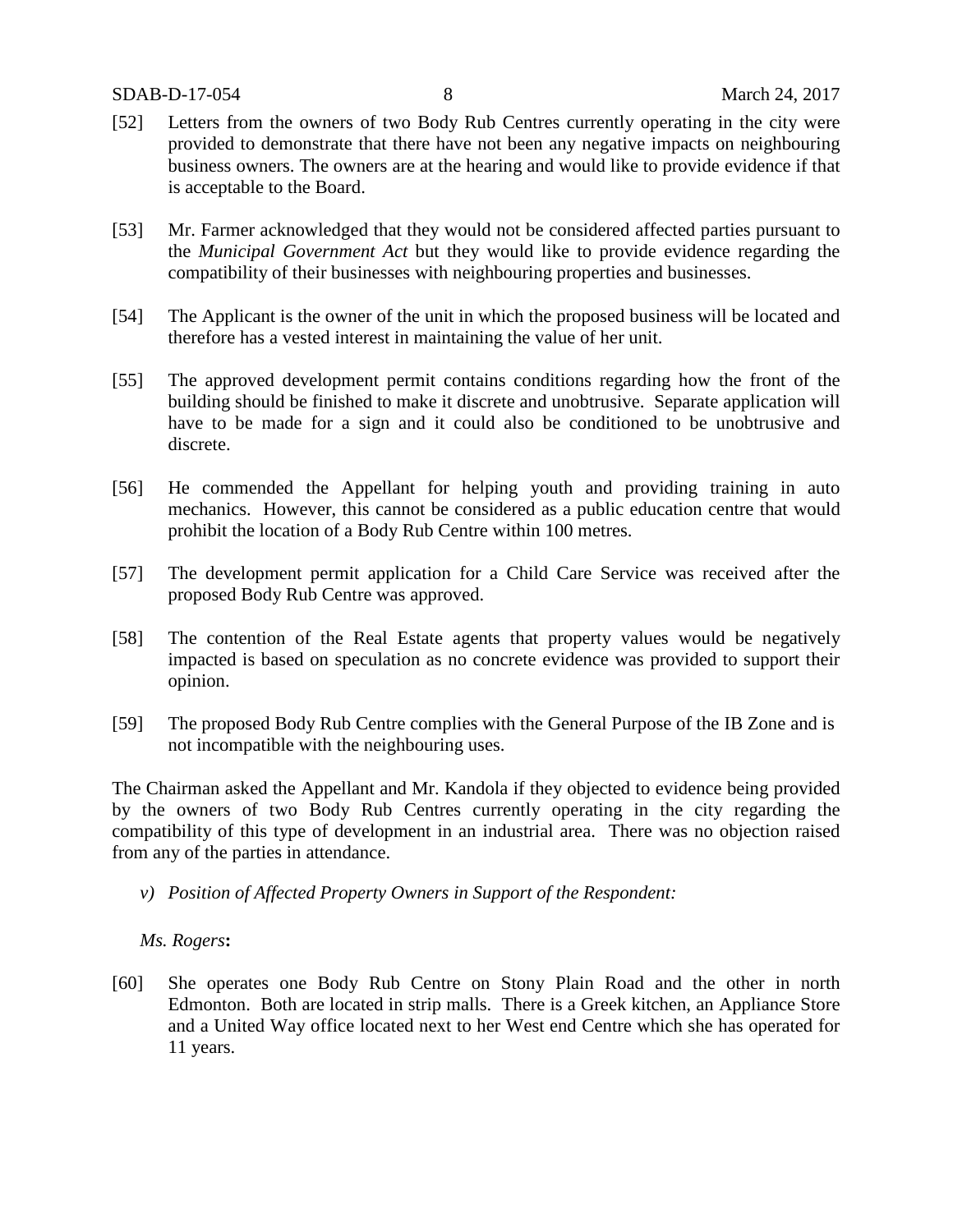[52] Letters from the owners of two Body Rub Centres currently operating in the city were provided to demonstrate that there have not been any negative impacts on neighbouring business owners. The owners are at the hearing and would like to provide evidence if that is acceptable to the Board.

[53] Mr. Farmer acknowledged that they would not be considered affected parties pursuant to the *Municipal Government Act* but they would like to provide evidence regarding the compatibility of their businesses with neighbouring properties and businesses.

[54] The Applicant is the owner of the unit in which the proposed business will be located and therefore has a vested interest in maintaining the value of her unit.

[55] The approved development permit contains conditions regarding how the front of the building should be finished to make it discrete and unobtrusive. Separate application will have to be made for a sign and it could also be conditioned to be unobtrusive and discrete.

[56] He commended the Appellant for helping youth and providing training in auto mechanics. However, this cannot be considered as a public education centre that would prohibit the location of a Body Rub Centre within 100 metres.

[57] The development permit application for a Child Care Service was received after the proposed Body Rub Centre was approved.

[58] The contention of the Real Estate agents that property values would be negatively impacted is based on speculation as no concrete evidence was provided to support their opinion.

[59] The proposed Body Rub Centre complies with the General Purpose of the IB Zone and is not incompatible with the neighbouring uses.

The Chairman asked the Appellant and Mr. Kandola if they objected to evidence being provided by the owners of two Body Rub Centres currently operating in the city regarding the compatibility of this type of development in an industrial area. There was no objection raised from any of the parties in attendance.

*v) Position of Affected Property Owners in Support of the Respondent:*

*Ms. Rogers***:**

[60] She operates one Body Rub Centre on Stony Plain Road and the other in north Edmonton. Both are located in strip malls. There is a Greek kitchen, an Appliance Store and a United Way office located next to her West end Centre which she has operated for 11 years.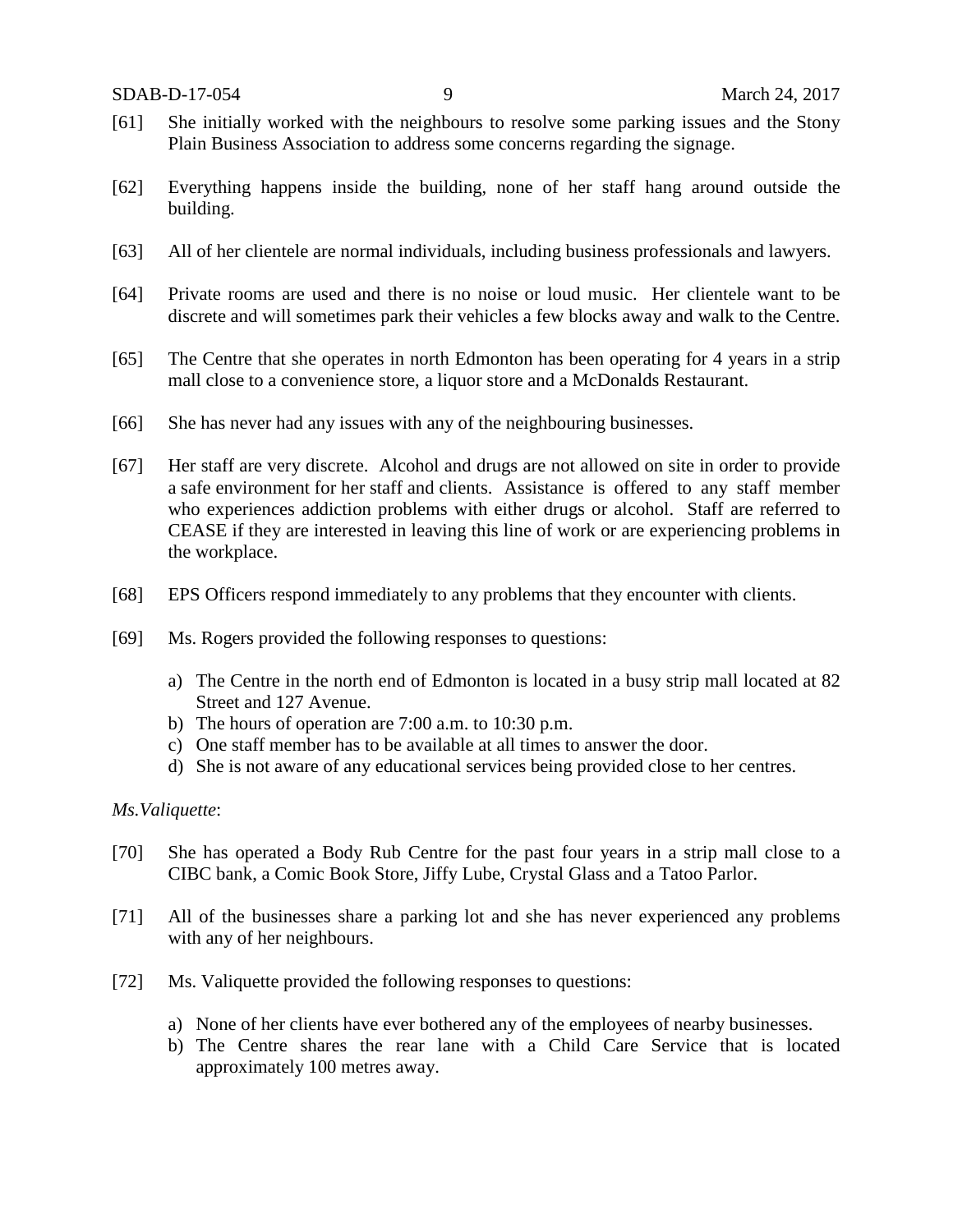[61] She initially worked with the neighbours to resolve some parking issues and the Stony Plain Business Association to address some concerns regarding the signage.

[62] Everything happens inside the building, none of her staff hang around outside the building.

[63] All of her clientele are normal individuals, including business professionals and lawyers.

[64] Private rooms are used and there is no noise or loud music. Her clientele want to be discrete and will sometimes park their vehicles a few blocks away and walk to the Centre.

[65] The Centre that she operates in north Edmonton has been operating for 4 years in a strip mall close to a convenience store, a liquor store and a McDonalds Restaurant.

[66] She has never had any issues with any of the neighbouring businesses.

[67] Her staff are very discrete. Alcohol and drugs are not allowed on site in order to provide a safe environment for her staff and clients. Assistance is offered to any staff member who experiences addiction problems with either drugs or alcohol. Staff are referred to CEASE if they are interested in leaving this line of work or are experiencing problems in the workplace.

[68] EPS Officers respond immediately to any problems that they encounter with clients.

[69] Ms. Rogers provided the following responses to questions:

a) The Centre in the north end of Edmonton is located in a busy strip mall located at 82 Street and 127 Avenue.
b) The hours of operation are 7:00 a.m. to 10:30 p.m.
c) One staff member has to be available at all times to answer the door.
d) She is not aware of any educational services being provided close to her centres.

*Ms.Valiquette*:

[70] She has operated a Body Rub Centre for the past four years in a strip mall close to a CIBC bank, a Comic Book Store, Jiffy Lube, Crystal Glass and a Tatoo Parlor.

[71] All of the businesses share a parking lot and she has never experienced any problems with any of her neighbours.

[72] Ms. Valiquette provided the following responses to questions:

a) None of her clients have ever bothered any of the employees of nearby businesses.
b) The Centre shares the rear lane with a Child Care Service that is located approximately 100 metres away.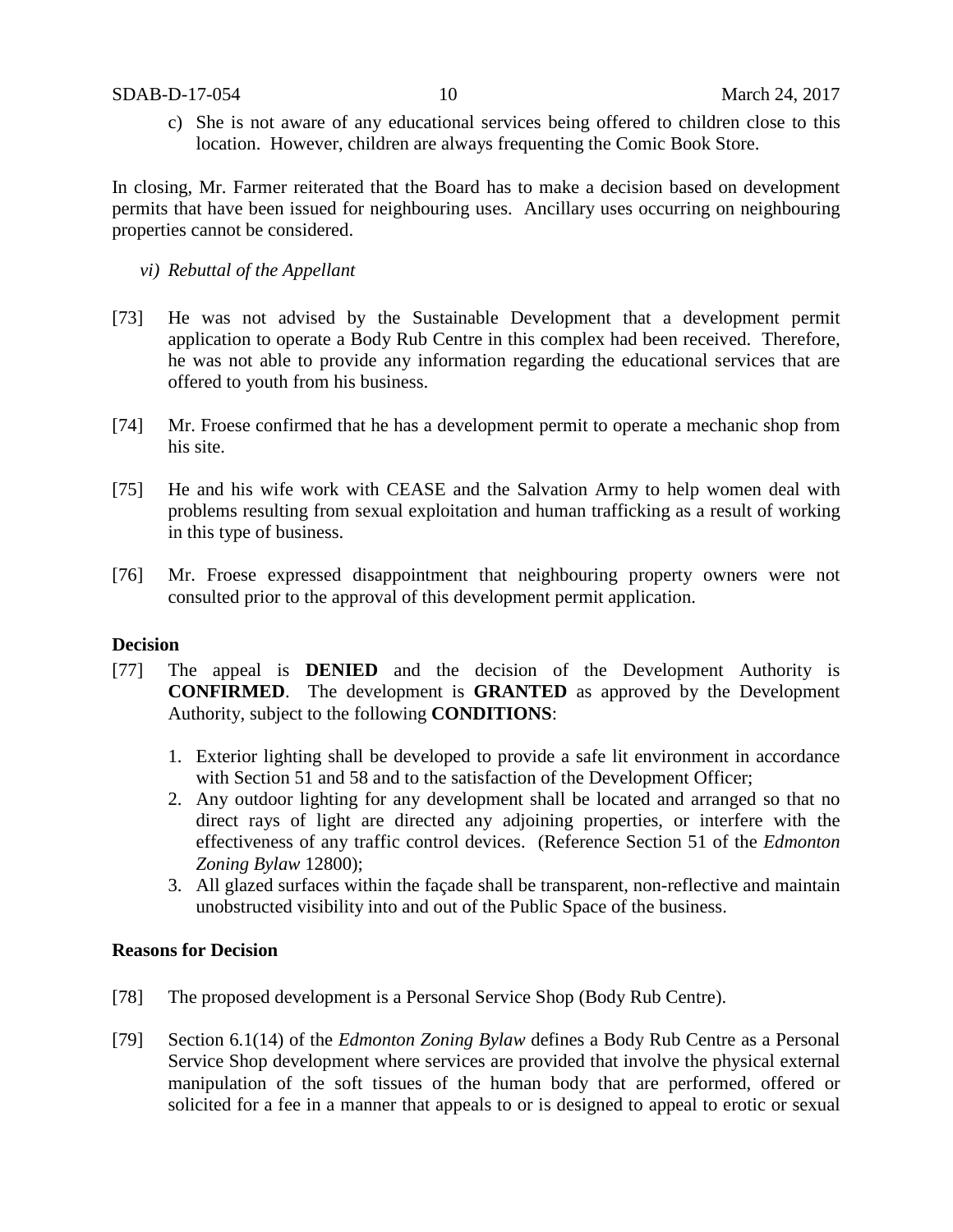c) She is not aware of any educational services being offered to children close to this location. However, children are always frequenting the Comic Book Store.

In closing, Mr. Farmer reiterated that the Board has to make a decision based on development permits that have been issued for neighbouring uses. Ancillary uses occurring on neighbouring properties cannot be considered.

*vi) Rebuttal of the Appellant*

[73] He was not advised by the Sustainable Development that a development permit application to operate a Body Rub Centre in this complex had been received. Therefore, he was not able to provide any information regarding the educational services that are offered to youth from his business.

[74] Mr. Froese confirmed that he has a development permit to operate a mechanic shop from his site.

[75] He and his wife work with CEASE and the Salvation Army to help women deal with problems resulting from sexual exploitation and human trafficking as a result of working in this type of business.

[76] Mr. Froese expressed disappointment that neighbouring property owners were not consulted prior to the approval of this development permit application.

**Decision**

[77] The appeal is **DENIED** and the decision of the Development Authority is **CONFIRMED**. The development is **GRANTED** as approved by the Development Authority, subject to the following **CONDITIONS**:

1. Exterior lighting shall be developed to provide a safe lit environment in accordance with Section 51 and 58 and to the satisfaction of the Development Officer;
2. Any outdoor lighting for any development shall be located and arranged so that no direct rays of light are directed any adjoining properties, or interfere with the effectiveness of any traffic control devices. (Reference Section 51 of the *Edmonton Zoning Bylaw* 12800);
3. All glazed surfaces within the façade shall be transparent, non-reflective and maintain unobstructed visibility into and out of the Public Space of the business.

**Reasons for Decision**

[78] The proposed development is a Personal Service Shop (Body Rub Centre).

[79] Section 6.1(14) of the *Edmonton Zoning Bylaw* defines a Body Rub Centre as a Personal Service Shop development where services are provided that involve the physical external manipulation of the soft tissues of the human body that are performed, offered or solicited for a fee in a manner that appeals to or is designed to appeal to erotic or sexual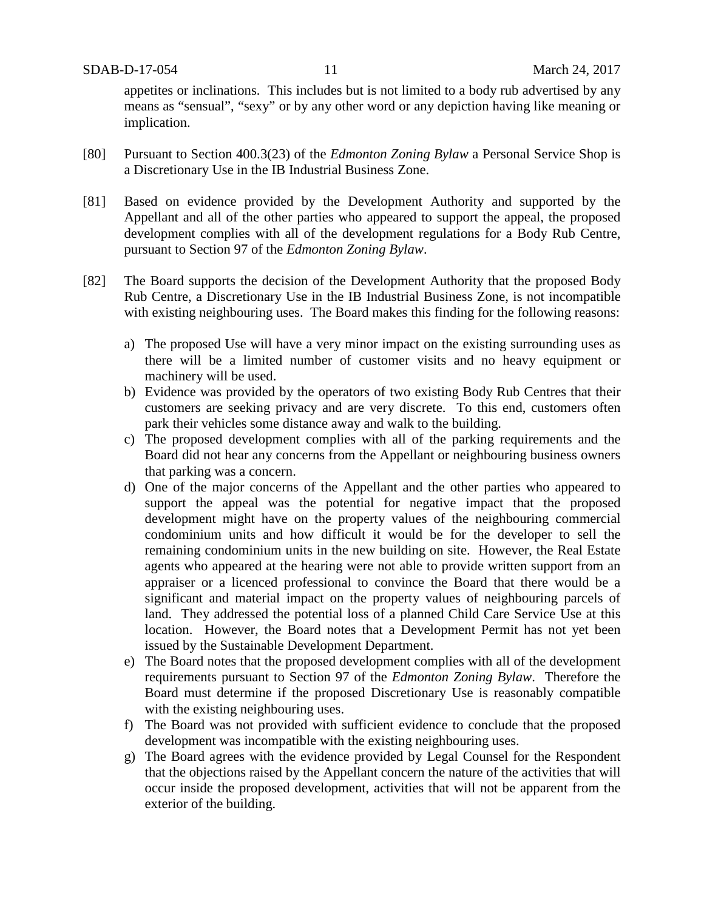appetites or inclinations. This includes but is not limited to a body rub advertised by any means as "sensual", "sexy" or by any other word or any depiction having like meaning or implication.

[80] Pursuant to Section 400.3(23) of the *Edmonton Zoning Bylaw* a Personal Service Shop is a Discretionary Use in the IB Industrial Business Zone.

[81] Based on evidence provided by the Development Authority and supported by the Appellant and all of the other parties who appeared to support the appeal, the proposed development complies with all of the development regulations for a Body Rub Centre, pursuant to Section 97 of the *Edmonton Zoning Bylaw*.

[82] The Board supports the decision of the Development Authority that the proposed Body Rub Centre, a Discretionary Use in the IB Industrial Business Zone, is not incompatible with existing neighbouring uses. The Board makes this finding for the following reasons:

a) The proposed Use will have a very minor impact on the existing surrounding uses as there will be a limited number of customer visits and no heavy equipment or machinery will be used.
b) Evidence was provided by the operators of two existing Body Rub Centres that their customers are seeking privacy and are very discrete. To this end, customers often park their vehicles some distance away and walk to the building.
c) The proposed development complies with all of the parking requirements and the Board did not hear any concerns from the Appellant or neighbouring business owners that parking was a concern.
d) One of the major concerns of the Appellant and the other parties who appeared to support the appeal was the potential for negative impact that the proposed development might have on the property values of the neighbouring commercial condominium units and how difficult it would be for the developer to sell the remaining condominium units in the new building on site. However, the Real Estate agents who appeared at the hearing were not able to provide written support from an appraiser or a licenced professional to convince the Board that there would be a significant and material impact on the property values of neighbouring parcels of land. They addressed the potential loss of a planned Child Care Service Use at this location. However, the Board notes that a Development Permit has not yet been issued by the Sustainable Development Department.
e) The Board notes that the proposed development complies with all of the development requirements pursuant to Section 97 of the *Edmonton Zoning Bylaw*. Therefore the Board must determine if the proposed Discretionary Use is reasonably compatible with the existing neighbouring uses.
f) The Board was not provided with sufficient evidence to conclude that the proposed development was incompatible with the existing neighbouring uses.
g) The Board agrees with the evidence provided by Legal Counsel for the Respondent that the objections raised by the Appellant concern the nature of the activities that will occur inside the proposed development, activities that will not be apparent from the exterior of the building.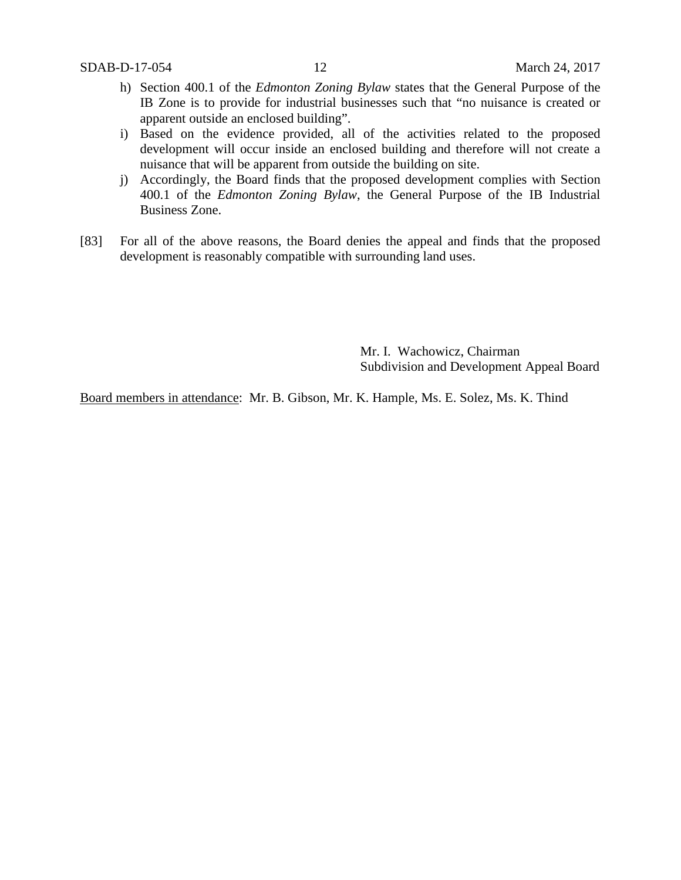h) Section 400.1 of the *Edmonton Zoning Bylaw* states that the General Purpose of the IB Zone is to provide for industrial businesses such that "no nuisance is created or apparent outside an enclosed building".

i) Based on the evidence provided, all of the activities related to the proposed development will occur inside an enclosed building and therefore will not create a nuisance that will be apparent from outside the building on site.

j) Accordingly, the Board finds that the proposed development complies with Section 400.1 of the *Edmonton Zoning Bylaw*, the General Purpose of the IB Industrial Business Zone.

[83] For all of the above reasons, the Board denies the appeal and finds that the proposed development is reasonably compatible with surrounding land uses.

Mr. I. Wachowicz, Chairman
Subdivision and Development Appeal Board

Board members in attendance: Mr. B. Gibson, Mr. K. Hample, Ms. E. Solez, Ms. K. Thind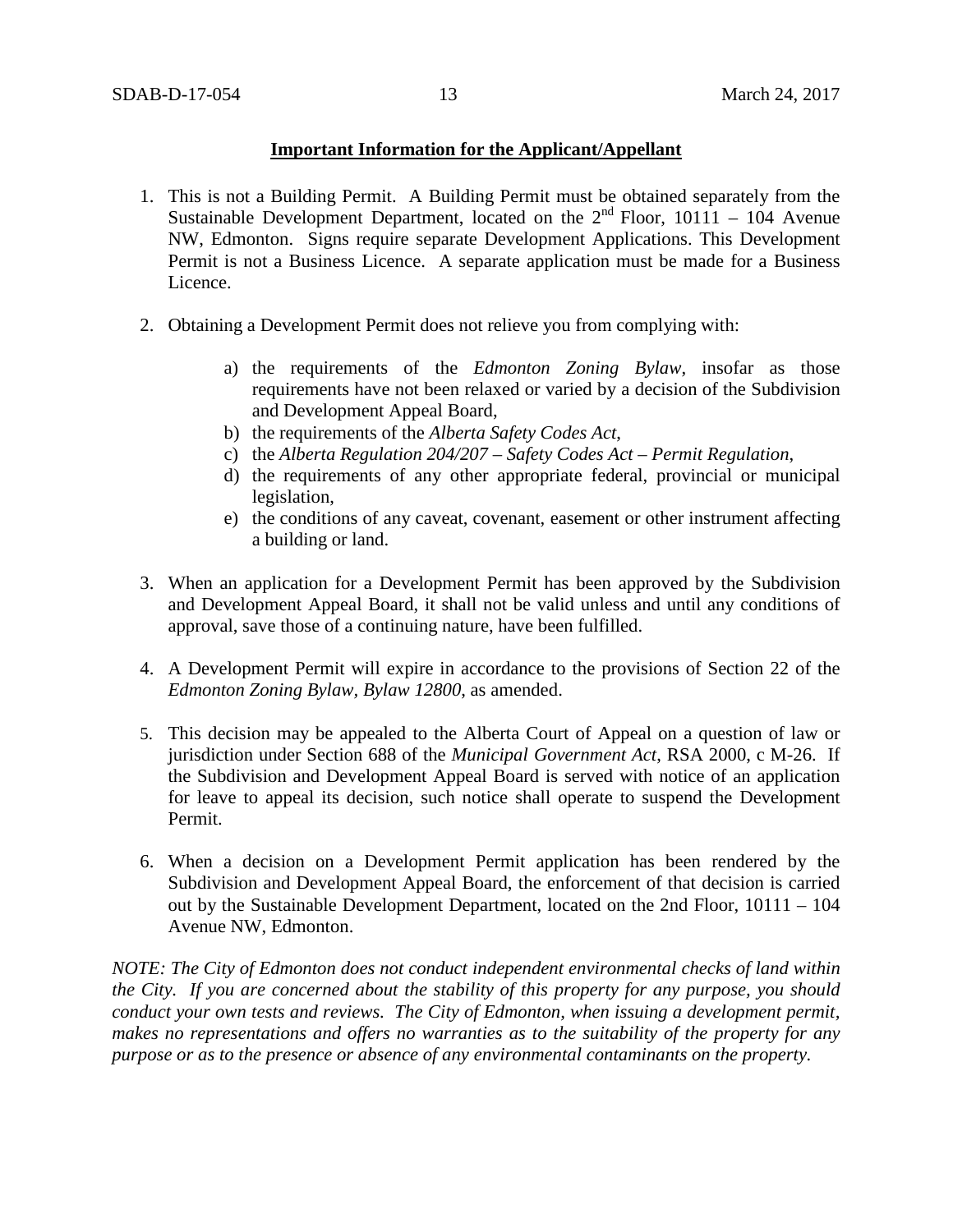**Important Information for the Applicant/Appellant**

1. This is not a Building Permit. A Building Permit must be obtained separately from the Sustainable Development Department, located on the 2nd Floor, 10111 – 104 Avenue NW, Edmonton. Signs require separate Development Applications. This Development Permit is not a Business Licence. A separate application must be made for a Business Licence.

2. Obtaining a Development Permit does not relieve you from complying with:

    a) the requirements of the *Edmonton Zoning Bylaw*, insofar as those requirements have not been relaxed or varied by a decision of the Subdivision and Development Appeal Board,
    b) the requirements of the *Alberta Safety Codes Act*,
    c) the *Alberta Regulation 204/207 – Safety Codes Act – Permit Regulation*,
    d) the requirements of any other appropriate federal, provincial or municipal legislation,
    e) the conditions of any caveat, covenant, easement or other instrument affecting a building or land.

3. When an application for a Development Permit has been approved by the Subdivision and Development Appeal Board, it shall not be valid unless and until any conditions of approval, save those of a continuing nature, have been fulfilled.

4. A Development Permit will expire in accordance to the provisions of Section 22 of the *Edmonton Zoning Bylaw, Bylaw 12800*, as amended.

5. This decision may be appealed to the Alberta Court of Appeal on a question of law or jurisdiction under Section 688 of the *Municipal Government Act*, RSA 2000, c M-26. If the Subdivision and Development Appeal Board is served with notice of an application for leave to appeal its decision, such notice shall operate to suspend the Development Permit.

6. When a decision on a Development Permit application has been rendered by the Subdivision and Development Appeal Board, the enforcement of that decision is carried out by the Sustainable Development Department, located on the 2nd Floor, 10111 – 104 Avenue NW, Edmonton.

*NOTE: The City of Edmonton does not conduct independent environmental checks of land within the City. If you are concerned about the stability of this property for any purpose, you should conduct your own tests and reviews. The City of Edmonton, when issuing a development permit, makes no representations and offers no warranties as to the suitability of the property for any purpose or as to the presence or absence of any environmental contaminants on the property.*